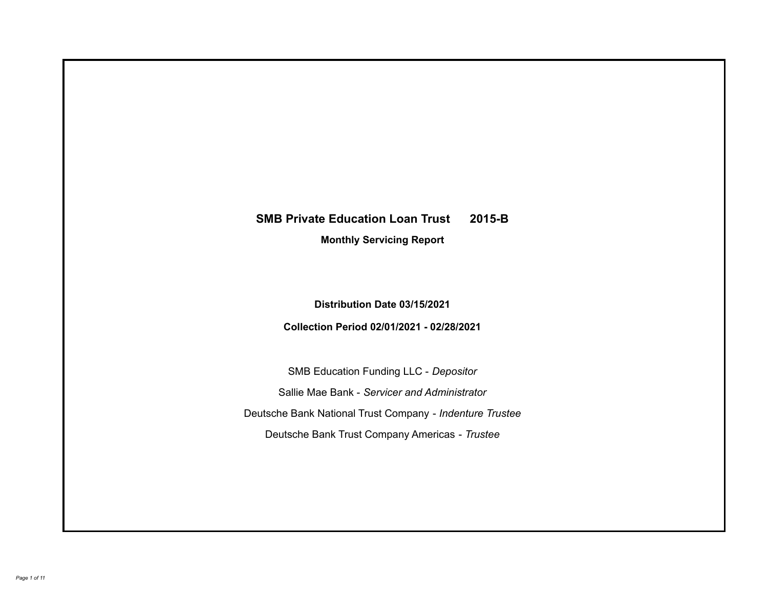# SMB Private Education Loan Trust 2015-B

## Monthly Servicing Report

**Distribution Date 03/15/2021**

**Collection Period 02/01/2021 - 02/28/2021**

SMB Education Funding LLC - *Depositor*

Sallie Mae Bank - *Servicer and Administrator*

Deutsche Bank National Trust Company - *Indenture Trustee*

Deutsche Bank Trust Company Americas - *Trustee*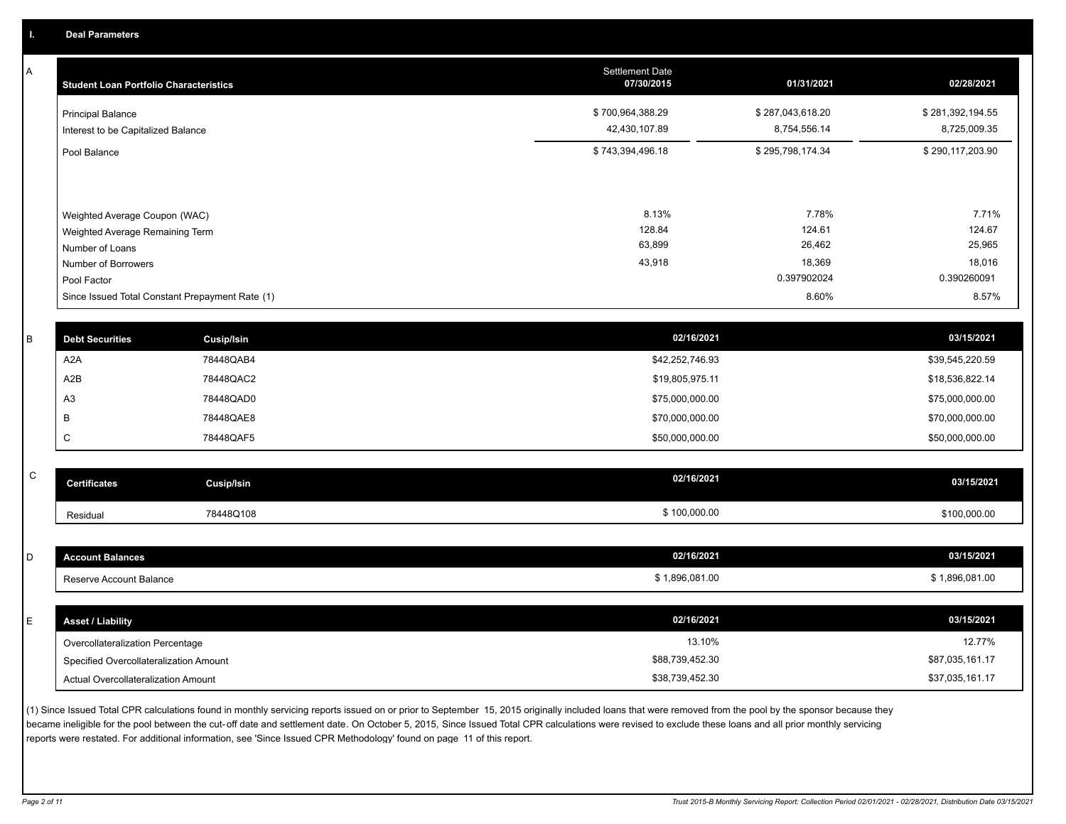## I. Deal Parameters

### A

| Student Loan Portfolio Characteristics | Settlement Date 07/30/2015 | 01/31/2021 | 02/28/2021 |
|---|---|---|---|
| Principal Balance | $ 700,964,388.29 | $ 287,043,618.20 | $ 281,392,194.55 |
| Interest to be Capitalized Balance | 42,430,107.89 | 8,754,556.14 | 8,725,009.35 |
| Pool Balance | $ 743,394,496.18 | $ 295,798,174.34 | $ 290,117,203.90 |
| Weighted Average Coupon (WAC) | 8.13% | 7.78% | 7.71% |
| Weighted Average Remaining Term | 128.84 | 124.61 | 124.67 |
| Number of Loans | 63,899 | 26,462 | 25,965 |
| Number of Borrowers | 43,918 | 18,369 | 18,016 |
| Pool Factor | | 0.397902024 | 0.390260091 |
| Since Issued Total Constant Prepayment Rate (1) | | 8.60% | 8.57% |

### B

| Debt Securities | Cusip/Isin | 02/16/2021 | 03/15/2021 |
|---|---|---|---|
| A2A | 78448QAB4 | $42,252,746.93 | $39,545,220.59 |
| A2B | 78448QAC2 | $19,805,975.11 | $18,536,822.14 |
| A3 | 78448QAD0 | $75,000,000.00 | $75,000,000.00 |
| B | 78448QAE8 | $70,000,000.00 | $70,000,000.00 |
| C | 78448QAF5 | $50,000,000.00 | $50,000,000.00 |

### C

| Certificates | Cusip/Isin | 02/16/2021 | 03/15/2021 |
|---|---|---|---|
| Residual | 78448Q108 | $ 100,000.00 | $100,000.00 |

### D

| Account Balances | 02/16/2021 | 03/15/2021 |
|---|---|---|
| Reserve Account Balance | $ 1,896,081.00 | $ 1,896,081.00 |

### E

| Asset / Liability | 02/16/2021 | 03/15/2021 |
|---|---|---|
| Overcollateralization Percentage | 13.10% | 12.77% |
| Specified Overcollateralization Amount | $88,739,452.30 | $87,035,161.17 |
| Actual Overcollateralization Amount | $38,739,452.30 | $37,035,161.17 |

(1) Since Issued Total CPR calculations found in monthly servicing reports issued on or prior to September 15, 2015 originally included loans that were removed from the pool by the sponsor because they became ineligible for the pool between the cut-off date and settlement date. On October 5, 2015, Since Issued Total CPR calculations were revised to exclude these loans and all prior monthly servicing reports were restated. For additional information, see 'Since Issued CPR Methodology' found on page 11 of this report.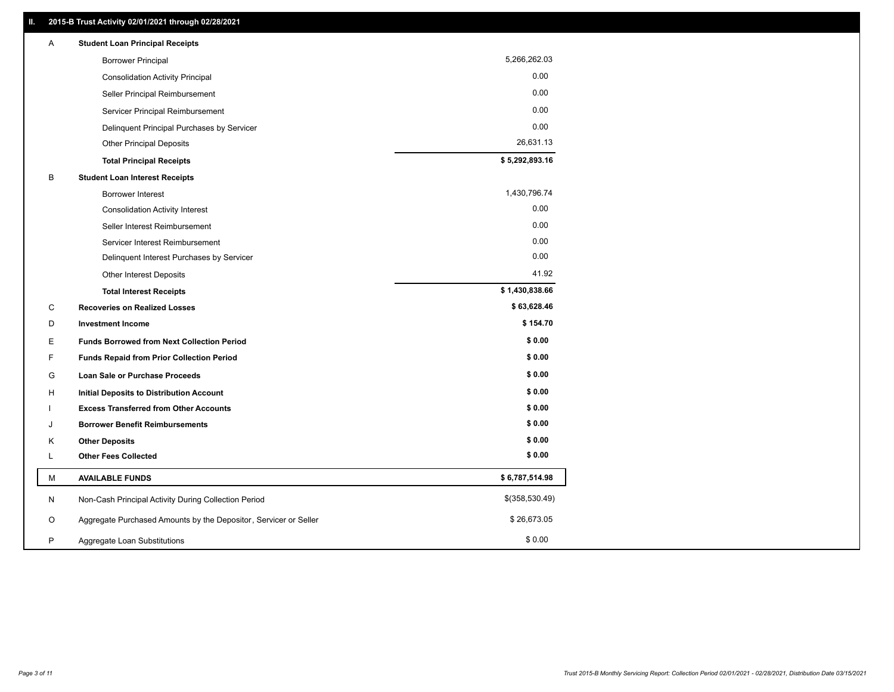## II. 2015-B Trust Activity 02/01/2021 through 02/28/2021

| | | |
|---|---|---|
| A | **Student Loan Principal Receipts** | |
| | Borrower Principal | 5,266,262.03 |
| | Consolidation Activity Principal | 0.00 |
| | Seller Principal Reimbursement | 0.00 |
| | Servicer Principal Reimbursement | 0.00 |
| | Delinquent Principal Purchases by Servicer | 0.00 |
| | Other Principal Deposits | 26,631.13 |
| | **Total Principal Receipts** | **$ 5,292,893.16** |
| B | **Student Loan Interest Receipts** | |
| | Borrower Interest | 1,430,796.74 |
| | Consolidation Activity Interest | 0.00 |
| | Seller Interest Reimbursement | 0.00 |
| | Servicer Interest Reimbursement | 0.00 |
| | Delinquent Interest Purchases by Servicer | 0.00 |
| | Other Interest Deposits | 41.92 |
| | **Total Interest Receipts** | **$ 1,430,838.66** |
| C | **Recoveries on Realized Losses** | **$ 63,628.46** |
| D | **Investment Income** | **$ 154.70** |
| E | **Funds Borrowed from Next Collection Period** | **$ 0.00** |
| F | **Funds Repaid from Prior Collection Period** | **$ 0.00** |
| G | **Loan Sale or Purchase Proceeds** | **$ 0.00** |
| H | **Initial Deposits to Distribution Account** | **$ 0.00** |
| I | **Excess Transferred from Other Accounts** | **$ 0.00** |
| J | **Borrower Benefit Reimbursements** | **$ 0.00** |
| K | **Other Deposits** | **$ 0.00** |
| L | **Other Fees Collected** | **$ 0.00** |
| M | **AVAILABLE FUNDS** | **$ 6,787,514.98** |
| N | Non-Cash Principal Activity During Collection Period | $(358,530.49) |
| O | Aggregate Purchased Amounts by the Depositor, Servicer or Seller | $ 26,673.05 |
| P | Aggregate Loan Substitutions | $ 0.00 |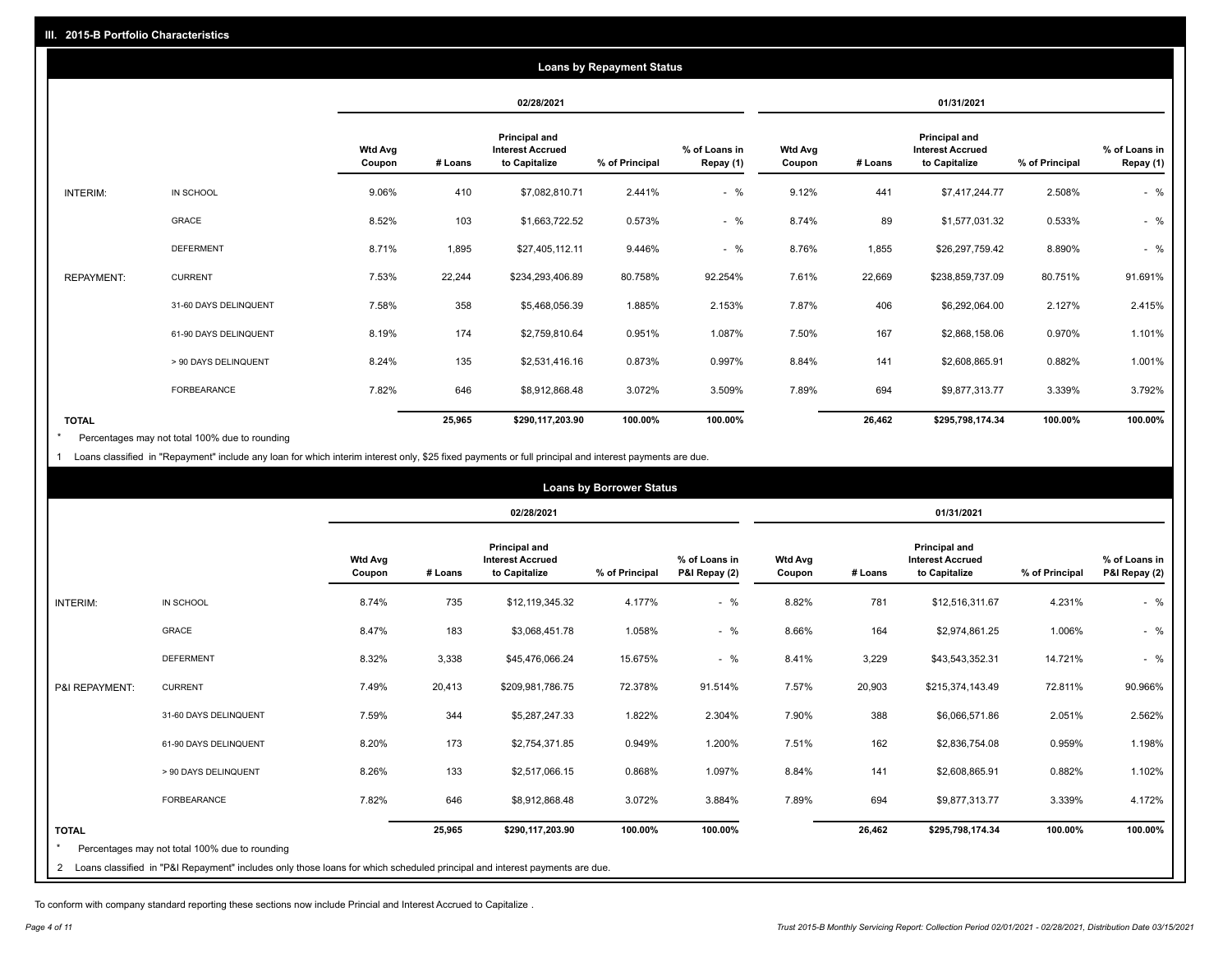## III. 2015-B Portfolio Characteristics

### Loans by Repayment Status

| | | 02/28/2021 | | | | | 01/31/2021 | | | | |
|---|---|---|---|---|---|---|---|---|---|---|---|
| | | Wtd Avg Coupon | # Loans | Principal and Interest Accrued to Capitalize | % of Principal | % of Loans in Repay (1) | Wtd Avg Coupon | # Loans | Principal and Interest Accrued to Capitalize | % of Principal | % of Loans in Repay (1) |
| INTERIM: | IN SCHOOL | 9.06% | 410 | $7,082,810.71 | 2.441% | - % | 9.12% | 441 | $7,417,244.77 | 2.508% | - % |
| | GRACE | 8.52% | 103 | $1,663,722.52 | 0.573% | - % | 8.74% | 89 | $1,577,031.32 | 0.533% | - % |
| | DEFERMENT | 8.71% | 1,895 | $27,405,112.11 | 9.446% | - % | 8.76% | 1,855 | $26,297,759.42 | 8.890% | - % |
| REPAYMENT: | CURRENT | 7.53% | 22,244 | $234,293,406.89 | 80.758% | 92.254% | 7.61% | 22,669 | $238,859,737.09 | 80.751% | 91.691% |
| | 31-60 DAYS DELINQUENT | 7.58% | 358 | $5,468,056.39 | 1.885% | 2.153% | 7.87% | 406 | $6,292,064.00 | 2.127% | 2.415% |
| | 61-90 DAYS DELINQUENT | 8.19% | 174 | $2,759,810.64 | 0.951% | 1.087% | 7.50% | 167 | $2,868,158.06 | 0.970% | 1.101% |
| | > 90 DAYS DELINQUENT | 8.24% | 135 | $2,531,416.16 | 0.873% | 0.997% | 8.84% | 141 | $2,608,865.91 | 0.882% | 1.001% |
| | FORBEARANCE | 7.82% | 646 | $8,912,868.48 | 3.072% | 3.509% | 7.89% | 694 | $9,877,313.77 | 3.339% | 3.792% |
| TOTAL | | | 25,965 | $290,117,203.90 | 100.00% | 100.00% | | 26,462 | $295,798,174.34 | 100.00% | 100.00% |

* Percentages may not total 100% due to rounding

1 Loans classified in "Repayment" include any loan for which interim interest only, $25 fixed payments or full principal and interest payments are due.

### Loans by Borrower Status

| | | 02/28/2021 | | | | | 01/31/2021 | | | | |
|---|---|---|---|---|---|---|---|---|---|---|---|
| | | Wtd Avg Coupon | # Loans | Principal and Interest Accrued to Capitalize | % of Principal | % of Loans in P&I Repay (2) | Wtd Avg Coupon | # Loans | Principal and Interest Accrued to Capitalize | % of Principal | % of Loans in P&I Repay (2) |
| INTERIM: | IN SCHOOL | 8.74% | 735 | $12,119,345.32 | 4.177% | - % | 8.82% | 781 | $12,516,311.67 | 4.231% | - % |
| | GRACE | 8.47% | 183 | $3,068,451.78 | 1.058% | - % | 8.66% | 164 | $2,974,861.25 | 1.006% | - % |
| | DEFERMENT | 8.32% | 3,338 | $45,476,066.24 | 15.675% | - % | 8.41% | 3,229 | $43,543,352.31 | 14.721% | - % |
| P&I REPAYMENT: | CURRENT | 7.49% | 20,413 | $209,981,786.75 | 72.378% | 91.514% | 7.57% | 20,903 | $215,374,143.49 | 72.811% | 90.966% |
| | 31-60 DAYS DELINQUENT | 7.59% | 344 | $5,287,247.33 | 1.822% | 2.304% | 7.90% | 388 | $6,066,571.86 | 2.051% | 2.562% |
| | 61-90 DAYS DELINQUENT | 8.20% | 173 | $2,754,371.85 | 0.949% | 1.200% | 7.51% | 162 | $2,836,754.08 | 0.959% | 1.198% |
| | > 90 DAYS DELINQUENT | 8.26% | 133 | $2,517,066.15 | 0.868% | 1.097% | 8.84% | 141 | $2,608,865.91 | 0.882% | 1.102% |
| | FORBEARANCE | 7.82% | 646 | $8,912,868.48 | 3.072% | 3.884% | 7.89% | 694 | $9,877,313.77 | 3.339% | 4.172% |
| TOTAL | | | 25,965 | $290,117,203.90 | 100.00% | 100.00% | | 26,462 | $295,798,174.34 | 100.00% | 100.00% |

* Percentages may not total 100% due to rounding

2 Loans classified in "P&I Repayment" includes only those loans for which scheduled principal and interest payments are due.

To conform with company standard reporting these sections now include Princial and Interest Accrued to Capitalize .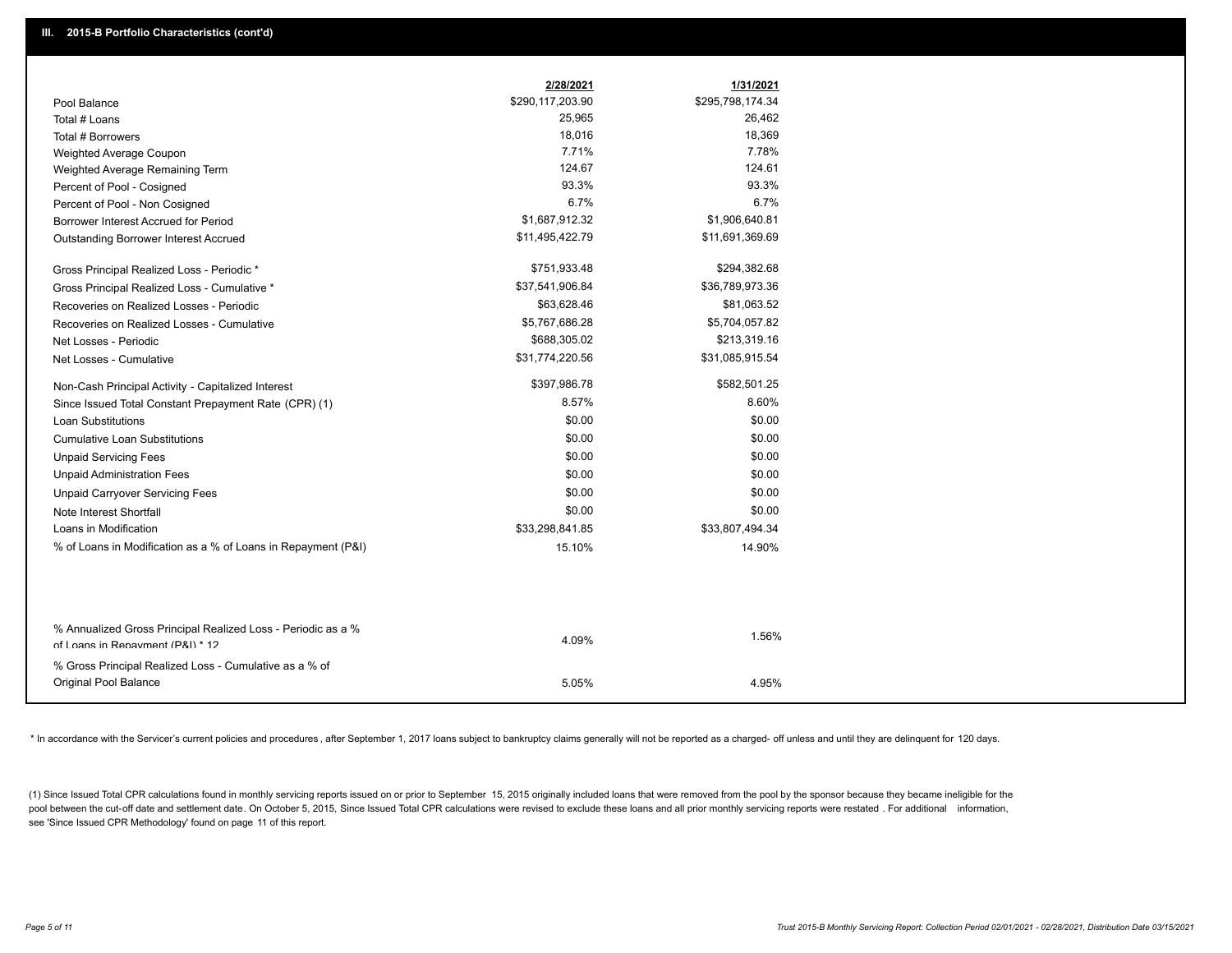## III. 2015-B Portfolio Characteristics (cont'd)

| | 2/28/2021 | 1/31/2021 |
|---|---|---|
| Pool Balance | $290,117,203.90 | $295,798,174.34 |
| Total # Loans | 25,965 | 26,462 |
| Total # Borrowers | 18,016 | 18,369 |
| Weighted Average Coupon | 7.71% | 7.78% |
| Weighted Average Remaining Term | 124.67 | 124.61 |
| Percent of Pool - Cosigned | 93.3% | 93.3% |
| Percent of Pool - Non Cosigned | 6.7% | 6.7% |
| Borrower Interest Accrued for Period | $1,687,912.32 | $1,906,640.81 |
| Outstanding Borrower Interest Accrued | $11,495,422.79 | $11,691,369.69 |
| Gross Principal Realized Loss - Periodic * | $751,933.48 | $294,382.68 |
| Gross Principal Realized Loss - Cumulative * | $37,541,906.84 | $36,789,973.36 |
| Recoveries on Realized Losses - Periodic | $63,628.46 | $81,063.52 |
| Recoveries on Realized Losses - Cumulative | $5,767,686.28 | $5,704,057.82 |
| Net Losses - Periodic | $688,305.02 | $213,319.16 |
| Net Losses - Cumulative | $31,774,220.56 | $31,085,915.54 |
| Non-Cash Principal Activity - Capitalized Interest | $397,986.78 | $582,501.25 |
| Since Issued Total Constant Prepayment Rate (CPR) (1) | 8.57% | 8.60% |
| Loan Substitutions | $0.00 | $0.00 |
| Cumulative Loan Substitutions | $0.00 | $0.00 |
| Unpaid Servicing Fees | $0.00 | $0.00 |
| Unpaid Administration Fees | $0.00 | $0.00 |
| Unpaid Carryover Servicing Fees | $0.00 | $0.00 |
| Note Interest Shortfall | $0.00 | $0.00 |
| Loans in Modification | $33,298,841.85 | $33,807,494.34 |
| % of Loans in Modification as a % of Loans in Repayment (P&I) | 15.10% | 14.90% |
| % Annualized Gross Principal Realized Loss - Periodic as a % of Loans in Repayment (P&I) * 12 | 4.09% | 1.56% |
| % Gross Principal Realized Loss - Cumulative as a % of Original Pool Balance | 5.05% | 4.95% |

* In accordance with the Servicer's current policies and procedures, after September 1, 2017 loans subject to bankruptcy claims generally will not be reported as a charged- off unless and until they are delinquent for 120 days.

(1) Since Issued Total CPR calculations found in monthly servicing reports issued on or prior to September 15, 2015 originally included loans that were removed from the pool by the sponsor because they became ineligible for the pool between the cut-off date and settlement date. On October 5, 2015, Since Issued Total CPR calculations were revised to exclude these loans and all prior monthly servicing reports were restated . For additional information, see 'Since Issued CPR Methodology' found on page 11 of this report.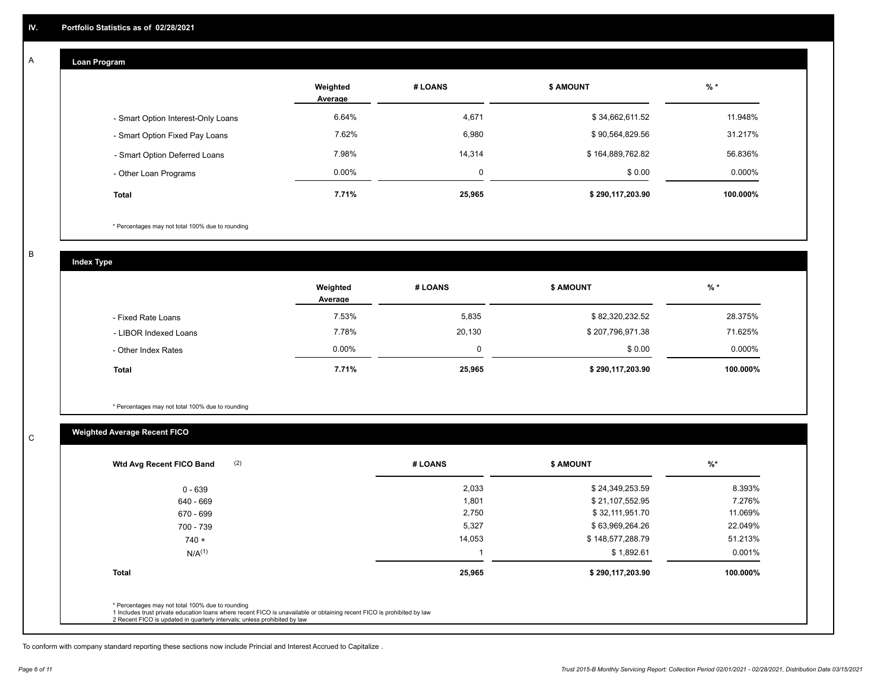## IV. Portfolio Statistics as of 02/28/2021

### A — Loan Program

| | Weighted Average | # LOANS | $ AMOUNT | % * |
|---|---|---|---|---|
| - Smart Option Interest-Only Loans | 6.64% | 4,671 | $ 34,662,611.52 | 11.948% |
| - Smart Option Fixed Pay Loans | 7.62% | 6,980 | $ 90,564,829.56 | 31.217% |
| - Smart Option Deferred Loans | 7.98% | 14,314 | $ 164,889,762.82 | 56.836% |
| - Other Loan Programs | 0.00% | 0 | $ 0.00 | 0.000% |
| **Total** | **7.71%** | **25,965** | **$ 290,117,203.90** | **100.000%** |

* Percentages may not total 100% due to rounding

### B — Index Type

| | Weighted Average | # LOANS | $ AMOUNT | % * |
|---|---|---|---|---|
| - Fixed Rate Loans | 7.53% | 5,835 | $ 82,320,232.52 | 28.375% |
| - LIBOR Indexed Loans | 7.78% | 20,130 | $ 207,796,971.38 | 71.625% |
| - Other Index Rates | 0.00% | 0 | $ 0.00 | 0.000% |
| **Total** | **7.71%** | **25,965** | **$ 290,117,203.90** | **100.000%** |

* Percentages may not total 100% due to rounding

### C — Weighted Average Recent FICO

| Wtd Avg Recent FICO Band (2) | # LOANS | $ AMOUNT | %* |
|---|---|---|---|
| 0 - 639 | 2,033 | $ 24,349,253.59 | 8.393% |
| 640 - 669 | 1,801 | $ 21,107,552.95 | 7.276% |
| 670 - 699 | 2,750 | $ 32,111,951.70 | 11.069% |
| 700 - 739 | 5,327 | $ 63,969,264.26 | 22.049% |
| 740 + | 14,053 | $ 148,577,288.79 | 51.213% |
| N/A(1) | 1 | $ 1,892.61 | 0.001% |
| **Total** | **25,965** | **$ 290,117,203.90** | **100.000%** |

* Percentages may not total 100% due to rounding
1 Includes trust private education loans where recent FICO is unavailable or obtaining recent FICO is prohibited by law
2 Recent FICO is updated in quarterly intervals; unless prohibited by law

To conform with company standard reporting these sections now include Princial and Interest Accrued to Capitalize .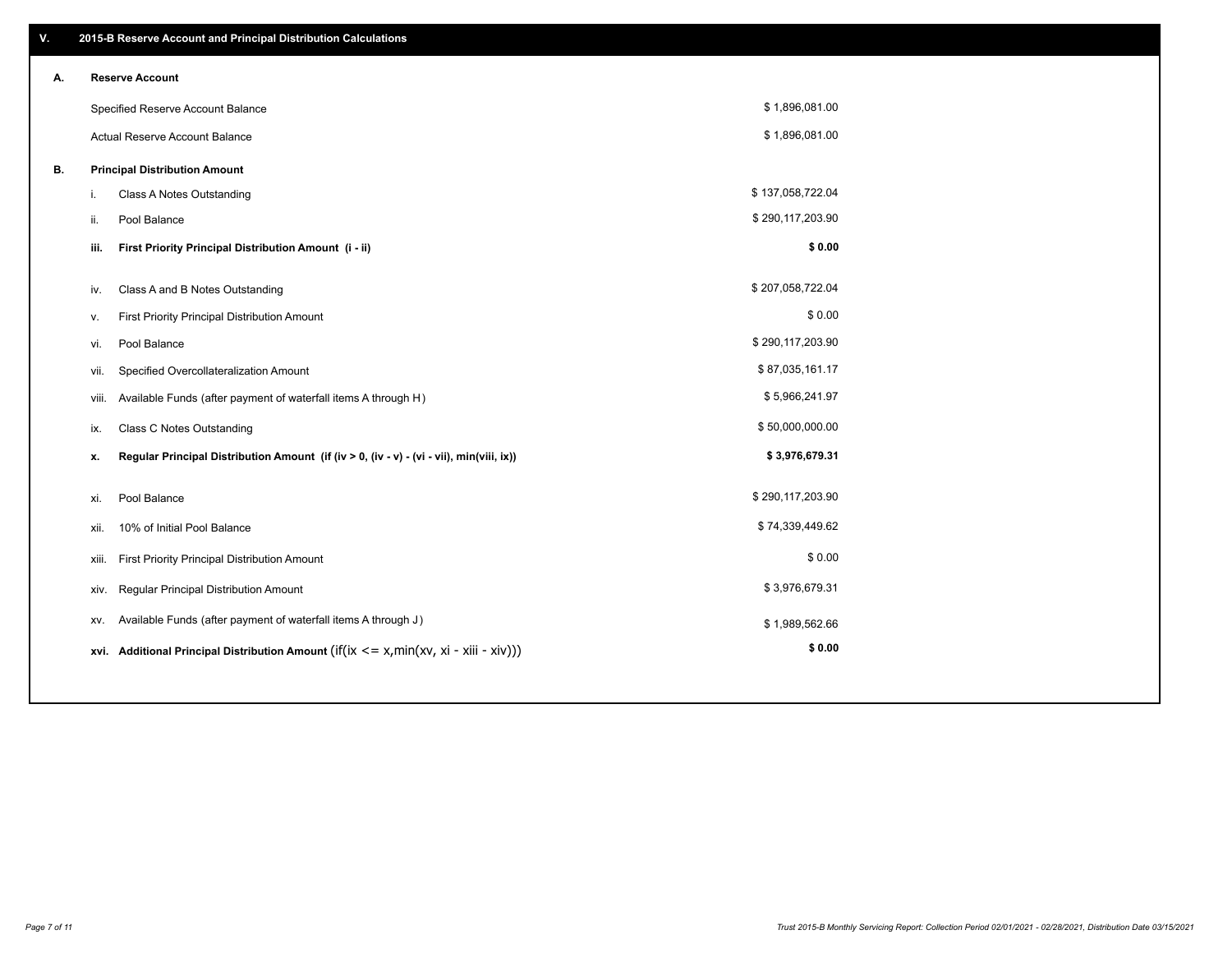## V. 2015-B Reserve Account and Principal Distribution Calculations

### A. Reserve Account

| | |
|---|---|
| Specified Reserve Account Balance | $ 1,896,081.00 |
| Actual Reserve Account Balance | $ 1,896,081.00 |

### B. Principal Distribution Amount

| | | |
|---|---|---|
| i. | Class A Notes Outstanding | $ 137,058,722.04 |
| ii. | Pool Balance | $ 290,117,203.90 |
| **iii.** | **First Priority Principal Distribution Amount (i - ii)** | **$ 0.00** |
| iv. | Class A and B Notes Outstanding | $ 207,058,722.04 |
| v. | First Priority Principal Distribution Amount | $ 0.00 |
| vi. | Pool Balance | $ 290,117,203.90 |
| vii. | Specified Overcollateralization Amount | $ 87,035,161.17 |
| viii. | Available Funds (after payment of waterfall items A through H) | $ 5,966,241.97 |
| ix. | Class C Notes Outstanding | $ 50,000,000.00 |
| **x.** | **Regular Principal Distribution Amount (if (iv > 0, (iv - v) - (vi - vii), min(viii, ix))** | **$ 3,976,679.31** |
| xi. | Pool Balance | $ 290,117,203.90 |
| xii. | 10% of Initial Pool Balance | $ 74,339,449.62 |
| xiii. | First Priority Principal Distribution Amount | $ 0.00 |
| xiv. | Regular Principal Distribution Amount | $ 3,976,679.31 |
| xv. | Available Funds (after payment of waterfall items A through J) | $ 1,989,562.66 |
| **xvi.** | **Additional Principal Distribution Amount** (if(ix <= x,min(xv, xi - xiii - xiv))) | **$ 0.00** |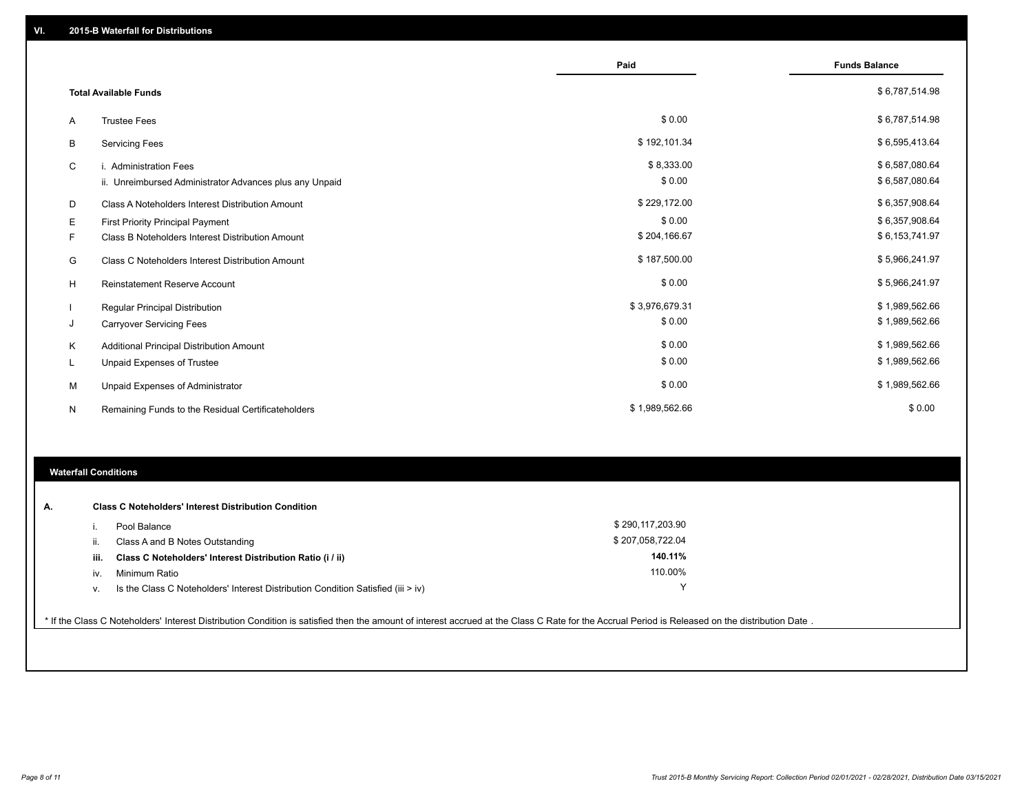## VI. 2015-B Waterfall for Distributions

| | | Paid | Funds Balance |
|---|---|---|---|
| | **Total Available Funds** | | $ 6,787,514.98 |
| A | Trustee Fees | $ 0.00 | $ 6,787,514.98 |
| B | Servicing Fees | $ 192,101.34 | $ 6,595,413.64 |
| C | i. Administration Fees | $ 8,333.00 | $ 6,587,080.64 |
| | ii. Unreimbursed Administrator Advances plus any Unpaid | $ 0.00 | $ 6,587,080.64 |
| D | Class A Noteholders Interest Distribution Amount | $ 229,172.00 | $ 6,357,908.64 |
| E | First Priority Principal Payment | $ 0.00 | $ 6,357,908.64 |
| F | Class B Noteholders Interest Distribution Amount | $ 204,166.67 | $ 6,153,741.97 |
| G | Class C Noteholders Interest Distribution Amount | $ 187,500.00 | $ 5,966,241.97 |
| H | Reinstatement Reserve Account | $ 0.00 | $ 5,966,241.97 |
| I | Regular Principal Distribution | $ 3,976,679.31 | $ 1,989,562.66 |
| J | Carryover Servicing Fees | $ 0.00 | $ 1,989,562.66 |
| K | Additional Principal Distribution Amount | $ 0.00 | $ 1,989,562.66 |
| L | Unpaid Expenses of Trustee | $ 0.00 | $ 1,989,562.66 |
| M | Unpaid Expenses of Administrator | $ 0.00 | $ 1,989,562.66 |
| N | Remaining Funds to the Residual Certificateholders | $ 1,989,562.66 | $ 0.00 |

### Waterfall Conditions

**A. Class C Noteholders' Interest Distribution Condition**

| | | |
|---|---|---|
| i. | Pool Balance | $ 290,117,203.90 |
| ii. | Class A and B Notes Outstanding | $ 207,058,722.04 |
| **iii.** | **Class C Noteholders' Interest Distribution Ratio (i / ii)** | **140.11%** |
| iv. | Minimum Ratio | 110.00% |
| v. | Is the Class C Noteholders' Interest Distribution Condition Satisfied (iii > iv) | Y |

\* If the Class C Noteholders' Interest Distribution Condition is satisfied then the amount of interest accrued at the Class C Rate for the Accrual Period is Released on the distribution Date .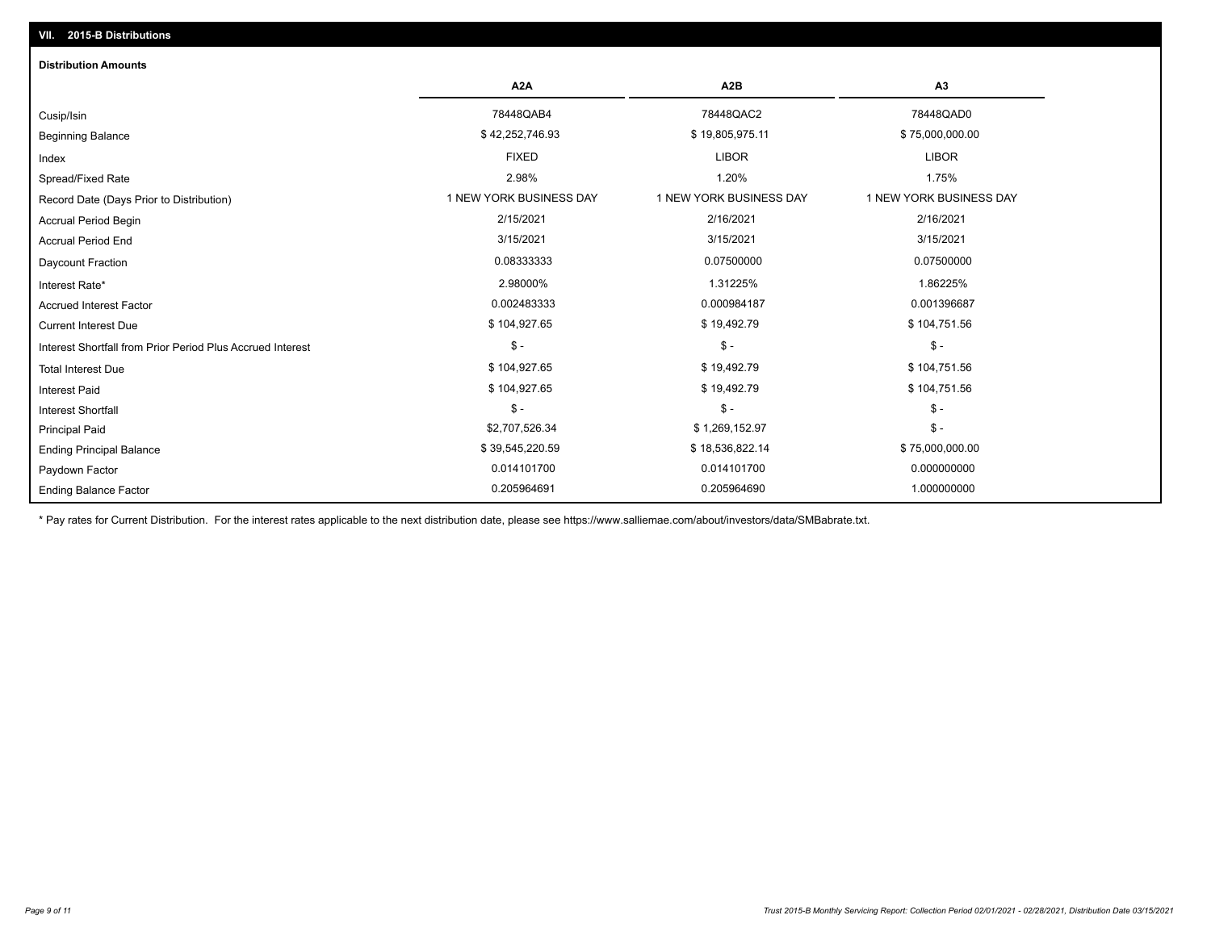## VII. 2015-B Distributions

### Distribution Amounts

| | A2A | A2B | A3 |
|---|---|---|---|
| Cusip/Isin | 78448QAB4 | 78448QAC2 | 78448QAD0 |
| Beginning Balance | $ 42,252,746.93 | $ 19,805,975.11 | $ 75,000,000.00 |
| Index | FIXED | LIBOR | LIBOR |
| Spread/Fixed Rate | 2.98% | 1.20% | 1.75% |
| Record Date (Days Prior to Distribution) | 1 NEW YORK BUSINESS DAY | 1 NEW YORK BUSINESS DAY | 1 NEW YORK BUSINESS DAY |
| Accrual Period Begin | 2/15/2021 | 2/16/2021 | 2/16/2021 |
| Accrual Period End | 3/15/2021 | 3/15/2021 | 3/15/2021 |
| Daycount Fraction | 0.08333333 | 0.07500000 | 0.07500000 |
| Interest Rate* | 2.98000% | 1.31225% | 1.86225% |
| Accrued Interest Factor | 0.002483333 | 0.000984187 | 0.001396687 |
| Current Interest Due | $ 104,927.65 | $ 19,492.79 | $ 104,751.56 |
| Interest Shortfall from Prior Period Plus Accrued Interest | $ - | $ - | $ - |
| Total Interest Due | $ 104,927.65 | $ 19,492.79 | $ 104,751.56 |
| Interest Paid | $ 104,927.65 | $ 19,492.79 | $ 104,751.56 |
| Interest Shortfall | $ - | $ - | $ - |
| Principal Paid | $2,707,526.34 | $ 1,269,152.97 | $ - |
| Ending Principal Balance | $ 39,545,220.59 | $ 18,536,822.14 | $ 75,000,000.00 |
| Paydown Factor | 0.014101700 | 0.014101700 | 0.000000000 |
| Ending Balance Factor | 0.205964691 | 0.205964690 | 1.000000000 |

* Pay rates for Current Distribution. For the interest rates applicable to the next distribution date, please see https://www.salliemae.com/about/investors/data/SMBabrate.txt.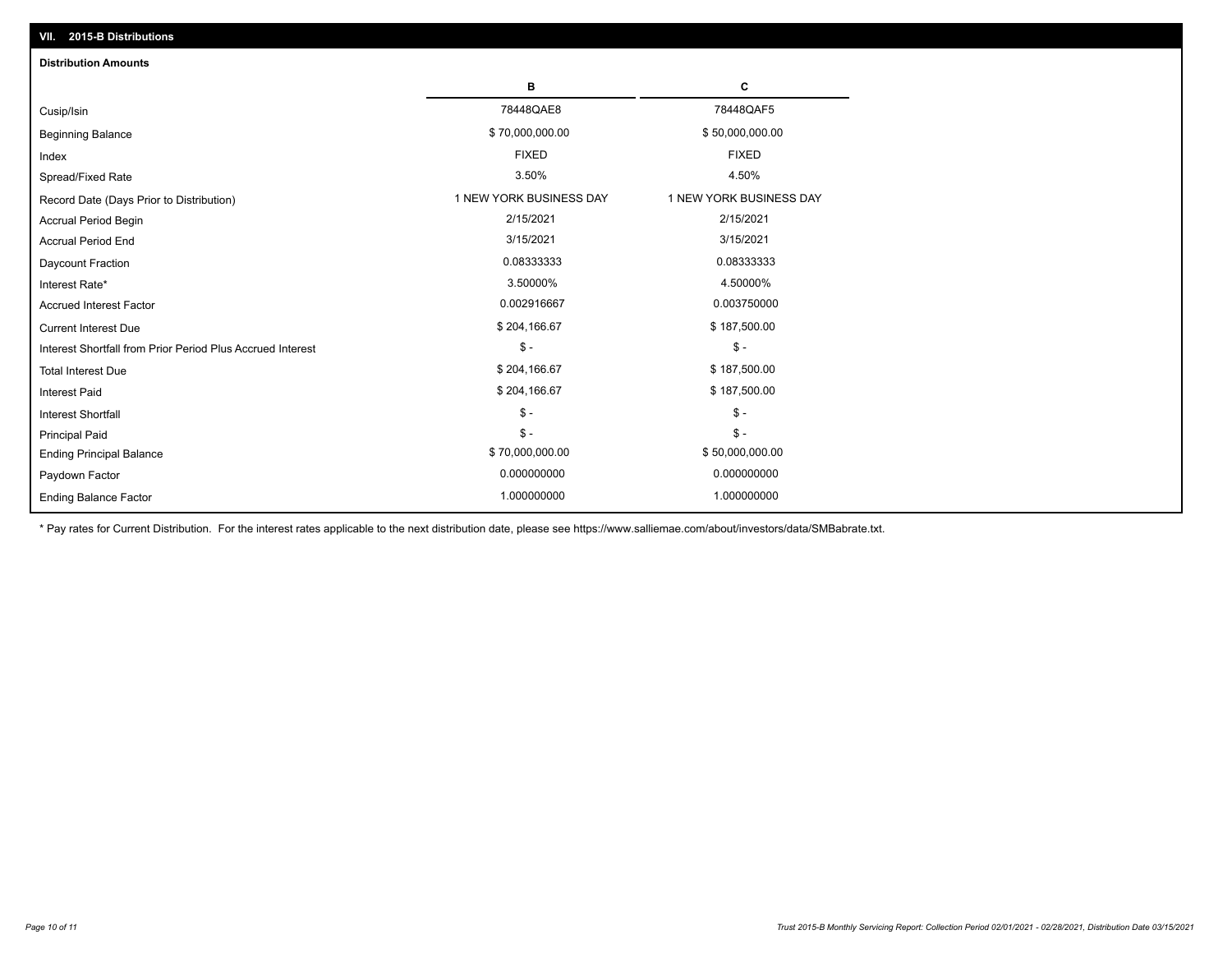## VII. 2015-B Distributions

### Distribution Amounts

| | B | C |
|---|---|---|
| Cusip/Isin | 78448QAE8 | 78448QAF5 |
| Beginning Balance | $ 70,000,000.00 | $ 50,000,000.00 |
| Index | FIXED | FIXED |
| Spread/Fixed Rate | 3.50% | 4.50% |
| Record Date (Days Prior to Distribution) | 1 NEW YORK BUSINESS DAY | 1 NEW YORK BUSINESS DAY |
| Accrual Period Begin | 2/15/2021 | 2/15/2021 |
| Accrual Period End | 3/15/2021 | 3/15/2021 |
| Daycount Fraction | 0.08333333 | 0.08333333 |
| Interest Rate* | 3.50000% | 4.50000% |
| Accrued Interest Factor | 0.002916667 | 0.003750000 |
| Current Interest Due | $ 204,166.67 | $ 187,500.00 |
| Interest Shortfall from Prior Period Plus Accrued Interest | $ - | $ - |
| Total Interest Due | $ 204,166.67 | $ 187,500.00 |
| Interest Paid | $ 204,166.67 | $ 187,500.00 |
| Interest Shortfall | $ - | $ - |
| Principal Paid | $ - | $ - |
| Ending Principal Balance | $ 70,000,000.00 | $ 50,000,000.00 |
| Paydown Factor | 0.000000000 | 0.000000000 |
| Ending Balance Factor | 1.000000000 | 1.000000000 |

* Pay rates for Current Distribution. For the interest rates applicable to the next distribution date, please see https://www.salliemae.com/about/investors/data/SMBabrate.txt.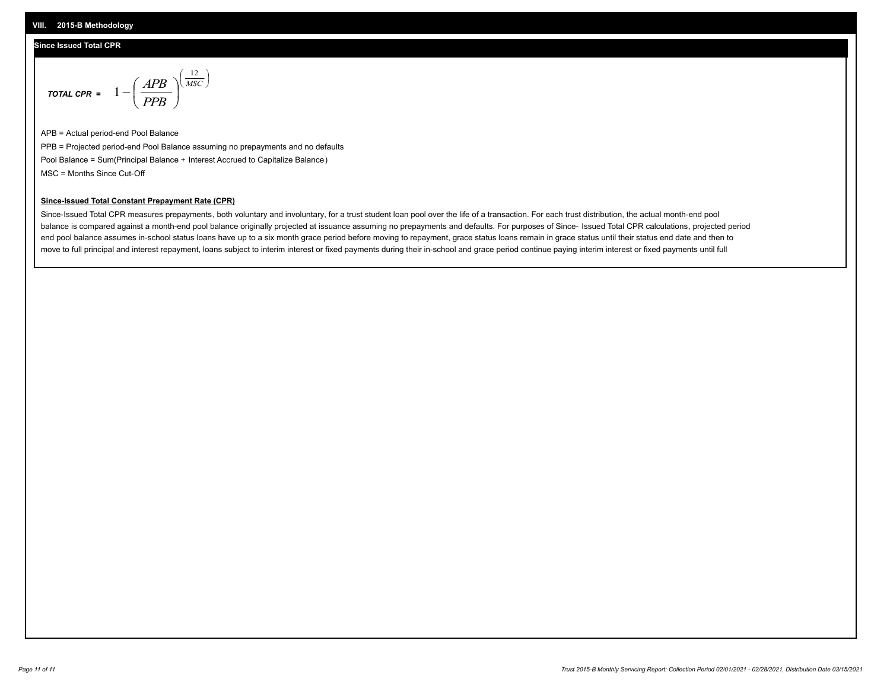## VIII. 2015-B Methodology

### Since Issued Total CPR

$$\textit{TOTAL CPR} = 1 - \left(\frac{APB}{PPB}\right)^{\left(\frac{12}{MSC}\right)}$$

APB = Actual period-end Pool Balance

PPB = Projected period-end Pool Balance assuming no prepayments and no defaults

Pool Balance = Sum(Principal Balance + Interest Accrued to Capitalize Balance)

MSC = Months Since Cut-Off

**Since-Issued Total Constant Prepayment Rate (CPR)**

Since-Issued Total CPR measures prepayments, both voluntary and involuntary, for a trust student loan pool over the life of a transaction. For each trust distribution, the actual month-end pool balance is compared against a month-end pool balance originally projected at issuance assuming no prepayments and defaults. For purposes of Since- Issued Total CPR calculations, projected period end pool balance assumes in-school status loans have up to a six month grace period before moving to repayment, grace status loans remain in grace status until their status end date and then to move to full principal and interest repayment, loans subject to interim interest or fixed payments during their in-school and grace period continue paying interim interest or fixed payments until full